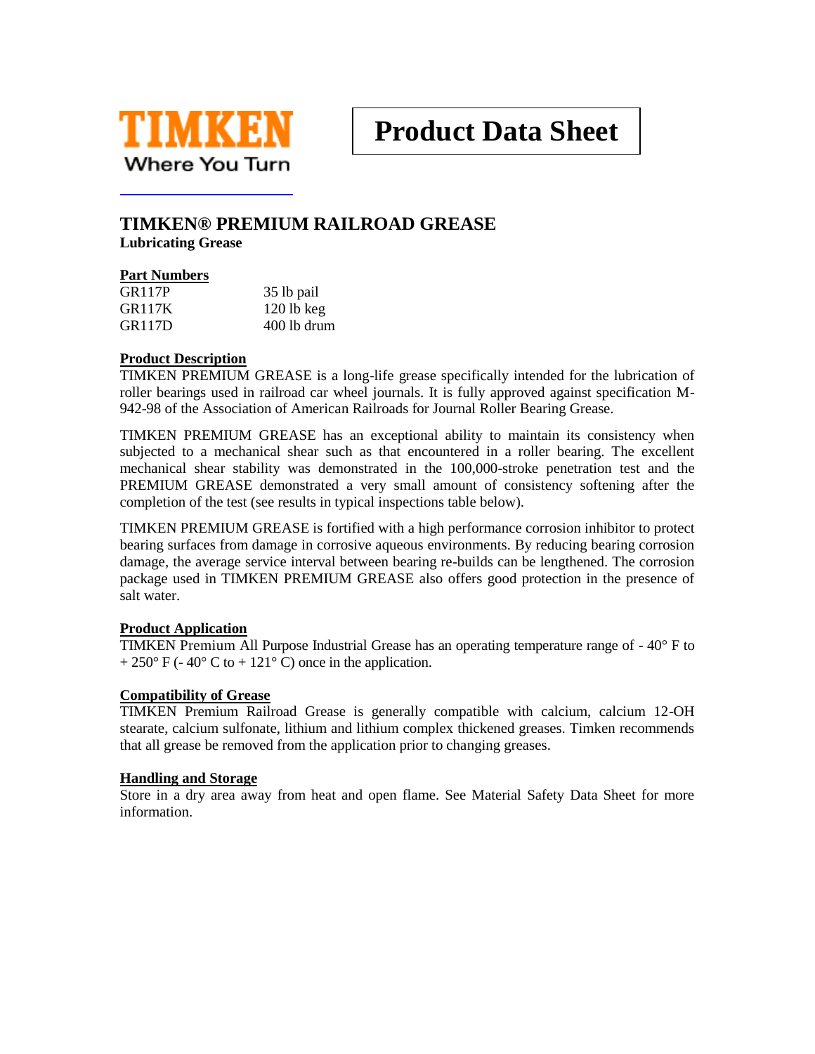TIMKEN
Where You Turn

# Product Data Sheet

## TIMKEN® PREMIUM RAILROAD GREASE

**Lubricating Grease**

### Part Numbers

| | |
|---|---|
| GR117P | 35 lb pail |
| GR117K | 120 lb keg |
| GR117D | 400 lb drum |

### Product Description

TIMKEN PREMIUM GREASE is a long-life grease specifically intended for the lubrication of roller bearings used in railroad car wheel journals. It is fully approved against specification M-942-98 of the Association of American Railroads for Journal Roller Bearing Grease.

TIMKEN PREMIUM GREASE has an exceptional ability to maintain its consistency when subjected to a mechanical shear such as that encountered in a roller bearing. The excellent mechanical shear stability was demonstrated in the 100,000-stroke penetration test and the PREMIUM GREASE demonstrated a very small amount of consistency softening after the completion of the test (see results in typical inspections table below).

TIMKEN PREMIUM GREASE is fortified with a high performance corrosion inhibitor to protect bearing surfaces from damage in corrosive aqueous environments. By reducing bearing corrosion damage, the average service interval between bearing re-builds can be lengthened. The corrosion package used in TIMKEN PREMIUM GREASE also offers good protection in the presence of salt water.

### Product Application

TIMKEN Premium All Purpose Industrial Grease has an operating temperature range of - 40° F to + 250° F (- 40° C to + 121° C) once in the application.

### Compatibility of Grease

TIMKEN Premium Railroad Grease is generally compatible with calcium, calcium 12-OH stearate, calcium sulfonate, lithium and lithium complex thickened greases. Timken recommends that all grease be removed from the application prior to changing greases.

### Handling and Storage

Store in a dry area away from heat and open flame. See Material Safety Data Sheet for more information.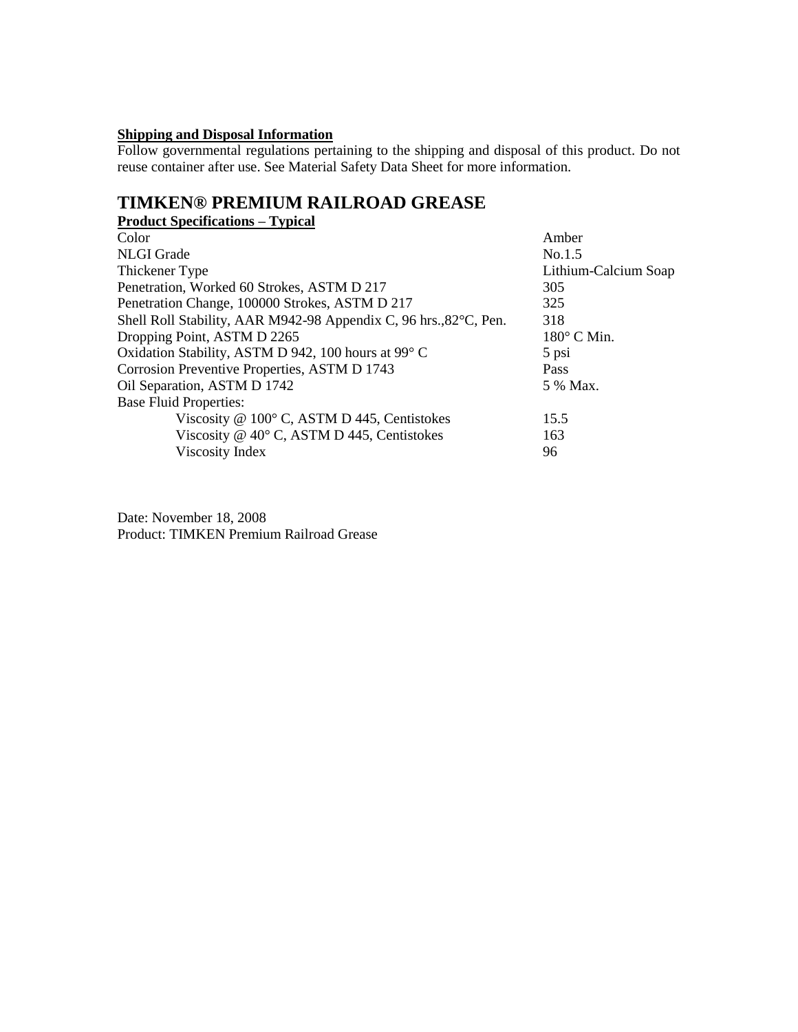**Shipping and Disposal Information**

Follow governmental regulations pertaining to the shipping and disposal of this product. Do not reuse container after use. See Material Safety Data Sheet for more information.

## TIMKEN® PREMIUM RAILROAD GREASE

**Product Specifications – Typical**

| | |
|---|---|
| Color | Amber |
| NLGI Grade | No.1.5 |
| Thickener Type | Lithium-Calcium Soap |
| Penetration, Worked 60 Strokes, ASTM D 217 | 305 |
| Penetration Change, 100000 Strokes, ASTM D 217 | 325 |
| Shell Roll Stability, AAR M942-98 Appendix C, 96 hrs.,82°C, Pen. | 318 |
| Dropping Point, ASTM D 2265 | 180° C Min. |
| Oxidation Stability, ASTM D 942, 100 hours at 99° C | 5 psi |
| Corrosion Preventive Properties, ASTM D 1743 | Pass |
| Oil Separation, ASTM D 1742 | 5 % Max. |
| Base Fluid Properties: | |
| Viscosity @ 100° C, ASTM D 445, Centistokes | 15.5 |
| Viscosity @ 40° C, ASTM D 445, Centistokes | 163 |
| Viscosity Index | 96 |

Date: November 18, 2008
Product: TIMKEN Premium Railroad Grease